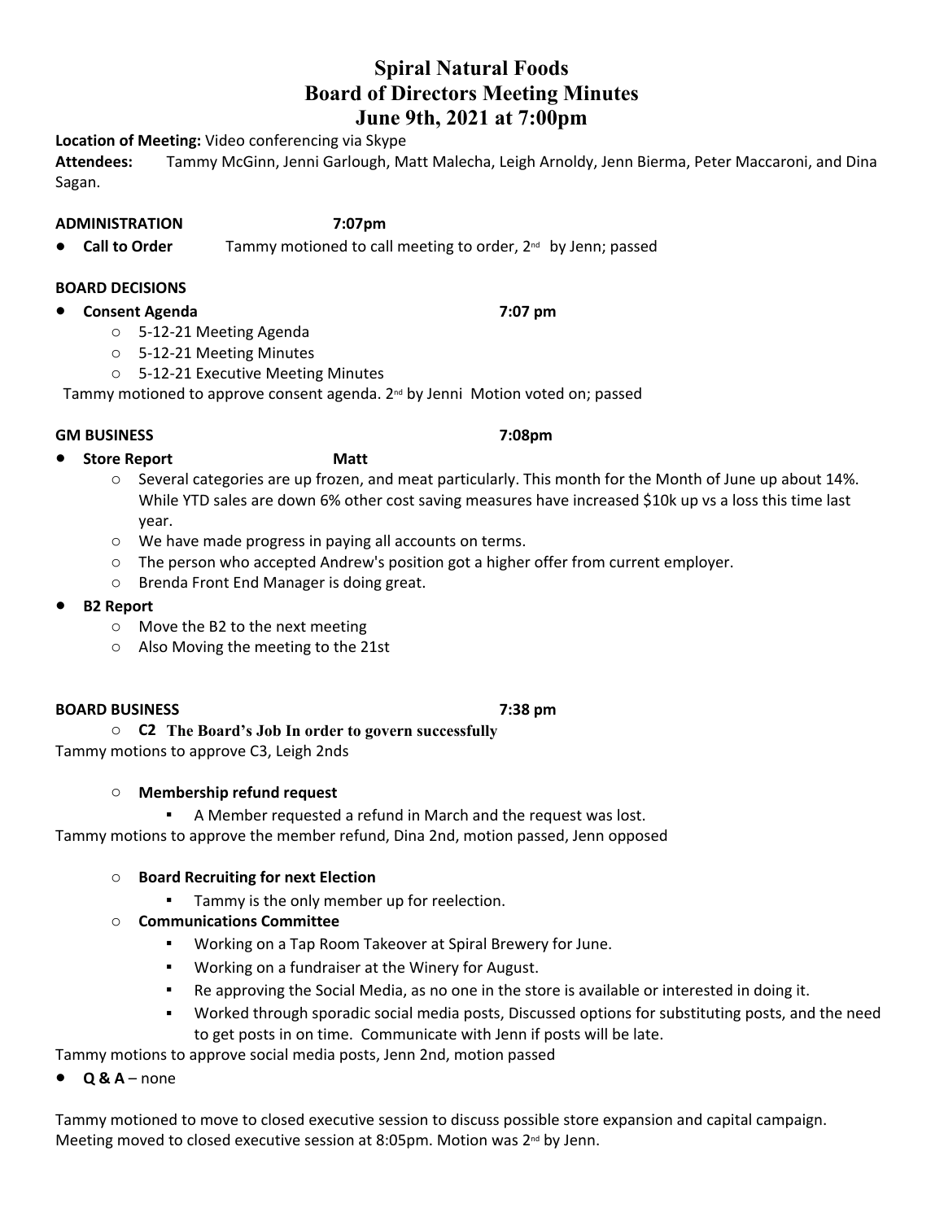# Spiral Natural Foods
# Board of Directors Meeting Minutes
# June 9th, 2021 at 7:00pm

**Location of Meeting:** Video conferencing via Skype

**Attendees:** Tammy McGinn, Jenni Garlough, Matt Malecha, Leigh Arnoldy, Jenn Bierma, Peter Maccaroni, and Dina Sagan.

**ADMINISTRATION 7:07pm**

- **Call to Order** Tammy motioned to call meeting to order, 2nd by Jenn; passed

**BOARD DECISIONS**

- **Consent Agenda 7:07 pm**
  - 5-12-21 Meeting Agenda
  - 5-12-21 Meeting Minutes
  - 5-12-21 Executive Meeting Minutes

Tammy motioned to approve consent agenda. 2nd by Jenni Motion voted on; passed

**GM BUSINESS 7:08pm**

- **Store Report Matt**
  - Several categories are up frozen, and meat particularly. This month for the Month of June up about 14%. While YTD sales are down 6% other cost saving measures have increased $10k up vs a loss this time last year.
  - We have made progress in paying all accounts on terms.
  - The person who accepted Andrew's position got a higher offer from current employer.
  - Brenda Front End Manager is doing great.
- **B2 Report**
  - Move the B2 to the next meeting
  - Also Moving the meeting to the 21st

**BOARD BUSINESS 7:38 pm**

- **C2 The Board's Job In order to govern successfully**

Tammy motions to approve C3, Leigh 2nds

- **Membership refund request**
  - A Member requested a refund in March and the request was lost.

Tammy motions to approve the member refund, Dina 2nd, motion passed, Jenn opposed

- **Board Recruiting for next Election**
  - Tammy is the only member up for reelection.
- **Communications Committee**
  - Working on a Tap Room Takeover at Spiral Brewery for June.
  - Working on a fundraiser at the Winery for August.
  - Re approving the Social Media, as no one in the store is available or interested in doing it.
  - Worked through sporadic social media posts, Discussed options for substituting posts, and the need to get posts in on time. Communicate with Jenn if posts will be late.

Tammy motions to approve social media posts, Jenn 2nd, motion passed

- **Q & A** – none

Tammy motioned to move to closed executive session to discuss possible store expansion and capital campaign. Meeting moved to closed executive session at 8:05pm. Motion was 2nd by Jenn.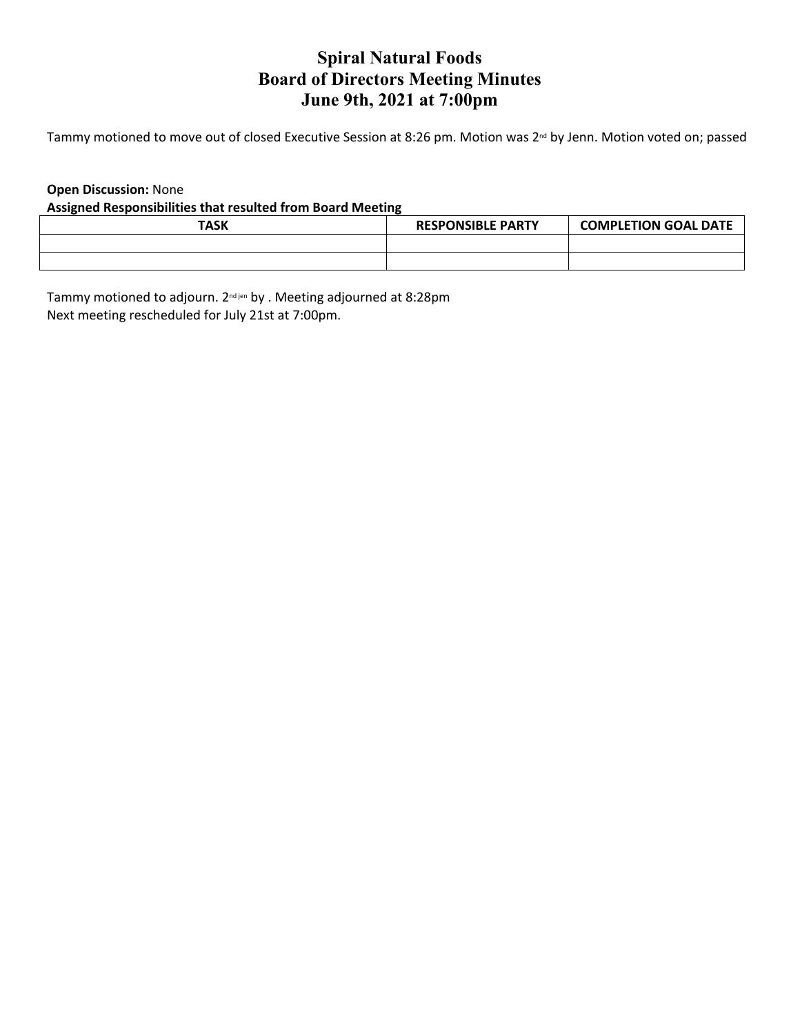# Spiral Natural Foods
# Board of Directors Meeting Minutes
# June 9th, 2021 at 7:00pm

Tammy motioned to move out of closed Executive Session at 8:26 pm. Motion was 2nd by Jenn. Motion voted on; passed

**Open Discussion:** None

**Assigned Responsibilities that resulted from Board Meeting**

| TASK | RESPONSIBLE PARTY | COMPLETION GOAL DATE |
|---|---|---|
| | | |
| | | |

Tammy motioned to adjourn. 2nd jen by . Meeting adjourned at 8:28pm
Next meeting rescheduled for July 21st at 7:00pm.